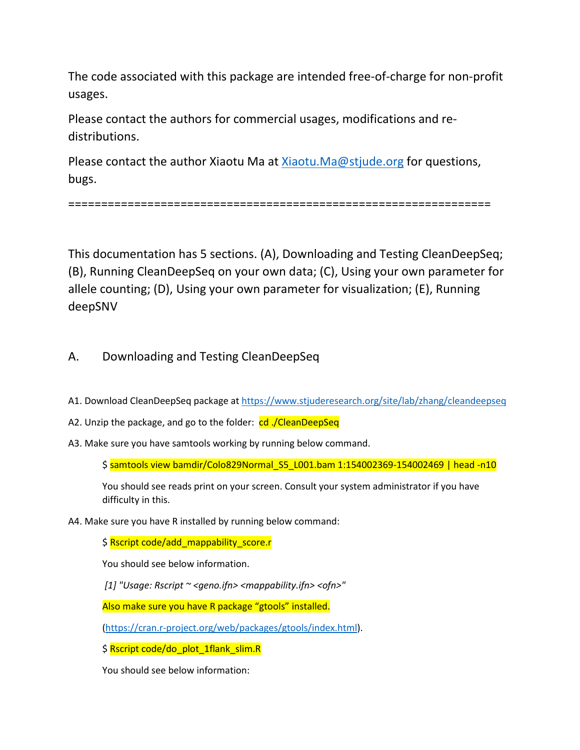The code associated with this package are intended free-of-charge for non-profit usages.

Please contact the authors for commercial usages, modifications and re-distributions.

Please contact the author Xiaotu Ma at Xiaotu.Ma@stjude.org for questions, bugs.

=================================================================

This documentation has 5 sections. (A), Downloading and Testing CleanDeepSeq; (B), Running CleanDeepSeq on your own data; (C), Using your own parameter for allele counting; (D), Using your own parameter for visualization; (E), Running deepSNV

## A. Downloading and Testing CleanDeepSeq

A1. Download CleanDeepSeq package at https://www.stjuderesearch.org/site/lab/zhang/cleandeepseq

A2. Unzip the package, and go to the folder: `cd ./CleanDeepSeq`

A3. Make sure you have samtools working by running below command.

```
$ samtools view bamdir/Colo829Normal_S5_L001.bam 1:154002369-154002469 | head -n10
```

You should see reads print on your screen. Consult your system administrator if you have difficulty in this.

A4. Make sure you have R installed by running below command:

```
$ Rscript code/add_mappability_score.r
```

You should see below information.

*[1] "Usage: Rscript ~ <geno.ifn> <mappability.ifn> <ofn>"*

Also make sure you have R package "gtools" installed.

(https://cran.r-project.org/web/packages/gtools/index.html).

```
$ Rscript code/do_plot_1flank_slim.R
```

You should see below information: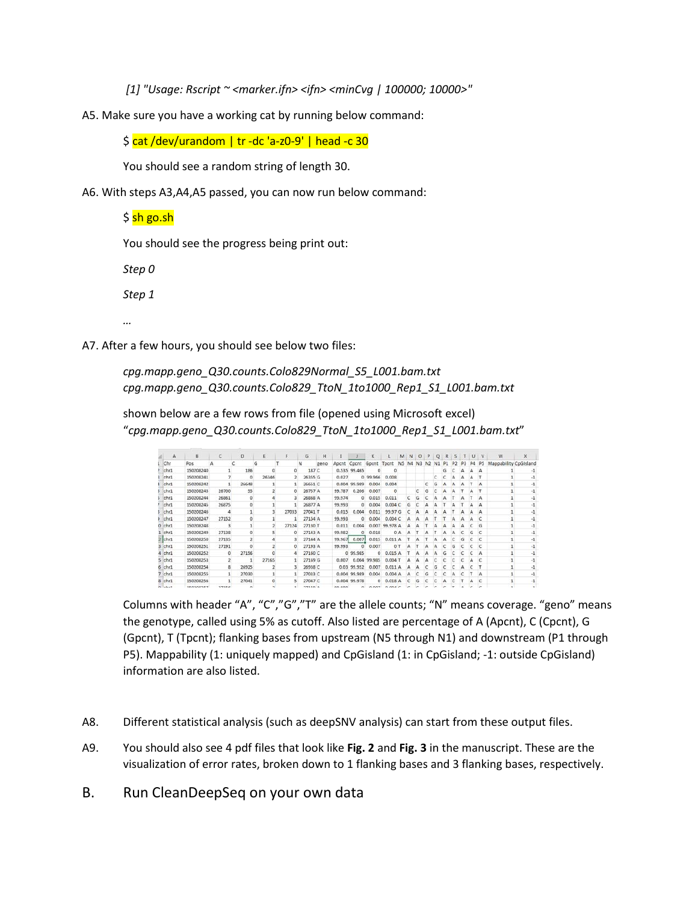*[1] "Usage: Rscript ~ <marker.ifn> <ifn> <minCvg | 100000; 10000>"*

A5. Make sure you have a working cat by running below command:

```
$ cat /dev/urandom | tr -dc 'a-z0-9' | head -c 30
```

You should see a random string of length 30.

A6. With steps A3,A4,A5 passed, you can now run below command:

```
$ sh go.sh
```

You should see the progress being print out:

*Step 0*

*Step 1*

*…*

A7. After a few hours, you should see below two files:

*cpg.mapp.geno_Q30.counts.Colo829Normal_S5_L001.bam.txt*
*cpg.mapp.geno_Q30.counts.Colo829_TtoN_1to1000_Rep1_S1_L001.bam.txt*

shown below are a few rows from file (opened using Microsoft excel) "*cpg.mapp.geno_Q30.counts.Colo829_TtoN_1to1000_Rep1_S1_L001.bam.txt*"

| Chr | Pos | A | C | G | T | N | geno | Apcnt | Cpcnt | Gpcnt | Tpcnt | N5 | N4 | N3 | N2 | N1 | P1 | P2 | P3 | P4 | P5 | Mappability | CpGIsland |
|---|---|---|---|---|---|---|---|---|---|---|---|---|---|---|---|---|---|---|---|---|---|---|---|
| chr1 | 150208240 | 1 | 186 | 0 | 0 | 187 | C | 0.535 | 99.465 | 0 | 0 | | | | | | G | C | A | A | A | 1 | -1 |
| chr1 | 150208241 | 7 | 0 | 26346 | 2 | 26355 | G | 0.027 | 0 | 99.966 | 0.008 | | | | | C | C | A | A | A | T | 1 | -1 |
| chr1 | 150208242 | 1 | 26648 | 1 | 1 | 26651 | C | 0.004 | 99.989 | 0.004 | 0.004 | | | | C | G | A | A | A | T | A | 1 | -1 |
| chr1 | 150208243 | 26700 | 55 | 2 | 0 | 26757 | A | 99.787 | 0.206 | 0.007 | 0 | | | C | G | C | A | A | T | A | T | 1 | -1 |
| chr1 | 150208244 | 26861 | 0 | 4 | 3 | 26868 | A | 99.974 | 0 | 0.015 | 0.011 | | C | G | C | A | A | T | A | T | A | 1 | -1 |
| chr1 | 150208245 | 26875 | 0 | 1 | 1 | 26877 | A | 99.993 | 0 | 0.004 | 0.004 | C | G | C | A | A | T | A | T | A | A | 1 | -1 |
| chr1 | 150208246 | 4 | 1 | 3 | 27033 | 27041 | T | 0.015 | 0.004 | 0.011 | 99.97 | G | C | A | A | A | A | T | A | A | A | 1 | -1 |
| chr1 | 150208247 | 27152 | 0 | 1 | 1 | 27154 | A | 99.993 | 0 | 0.004 | 0.004 | C | A | A | A | T | T | A | A | A | C | 1 | -1 |
| chr1 | 150208248 | 3 | 1 | 2 | 27124 | 27130 | T | 0.011 | 0.004 | 0.007 | 99.978 | A | A | A | T | A | A | A | A | C | G | 1 | -1 |
| chr1 | 150208249 | 27138 | 0 | 5 | 0 | 27143 | A | 99.982 | 0 | 0.018 | 0 | A | A | T | A | T | A | A | C | G | C | 1 | -1 |
| chr1 | 150208250 | 27135 | 2 | 4 | 3 | 27144 | A | 99.967 | 0.007 | 0.015 | 0.011 | A | T | A | T | A | A | C | G | C | C | 1 | -1 |
| chr1 | 150208251 | 27191 | 0 | 2 | 0 | 27193 | A | 99.993 | 0 | 0.007 | 0 | T | A | T | A | A | C | G | C | C | C | 1 | -1 |
| chr1 | 150208252 | 0 | 27156 | 0 | 4 | 27160 | C | 0 | 99.985 | 0 | 0.015 | A | T | A | A | A | G | C | C | C | A | 1 | -1 |
| chr1 | 150208253 | 2 | 1 | 27165 | 1 | 27169 | G | 0.007 | 0.004 | 99.985 | 0.004 | T | A | A | A | C | C | C | C | A | C | 1 | -1 |
| chr1 | 150208254 | 8 | 26925 | 2 | 3 | 26938 | C | 0.03 | 99.952 | 0.007 | 0.011 | A | A | A | C | G | C | C | A | C | T | 1 | -1 |
| chr1 | 150208255 | 1 | 27030 | 1 | 1 | 27033 | C | 0.004 | 99.989 | 0.004 | 0.004 | A | A | C | G | C | C | A | C | T | A | 1 | -1 |
| chr1 | 150208256 | 1 | 27041 | 0 | 5 | 27047 | C | 0.004 | 99.978 | 0 | 0.018 | A | C | G | C | C | A | C | T | A | C | 1 | -1 |

Columns with header "A", "C","G","T" are the allele counts; "N" means coverage. "geno" means the genotype, called using 5% as cutoff. Also listed are percentage of A (Apcnt), C (Cpcnt), G (Gpcnt), T (Tpcnt); flanking bases from upstream (N5 through N1) and downstream (P1 through P5). Mappability (1: uniquely mapped) and CpGisland (1: in CpGisland; -1: outside CpGisland) information are also listed.

A8. Different statistical analysis (such as deepSNV analysis) can start from these output files.

A9. You should also see 4 pdf files that look like **Fig. 2** and **Fig. 3** in the manuscript. These are the visualization of error rates, broken down to 1 flanking bases and 3 flanking bases, respectively.

## B. Run CleanDeepSeq on your own data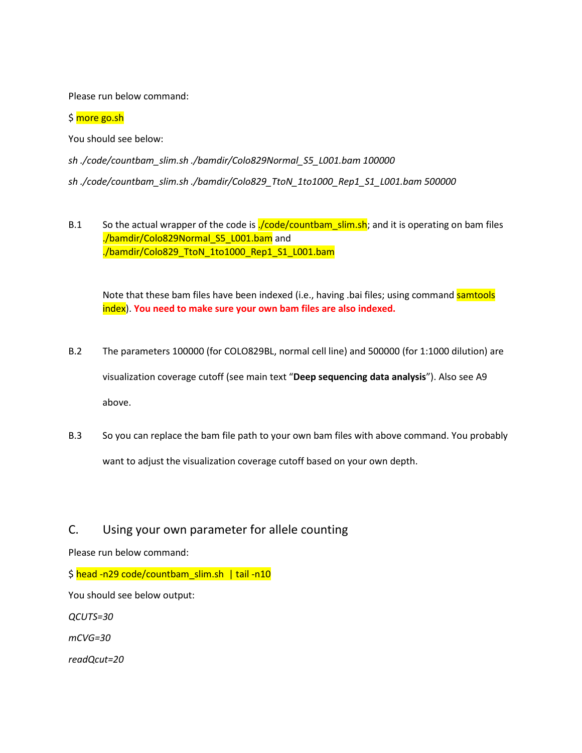Please run below command:

$ `more go.sh`

You should see below:

*sh ./code/countbam_slim.sh ./bamdir/Colo829Normal_S5_L001.bam 100000*

*sh ./code/countbam_slim.sh ./bamdir/Colo829_TtoN_1to1000_Rep1_S1_L001.bam 500000*

B.1 So the actual wrapper of the code is ./code/countbam_slim.sh; and it is operating on bam files ./bamdir/Colo829Normal_S5_L001.bam and ./bamdir/Colo829_TtoN_1to1000_Rep1_S1_L001.bam

Note that these bam files have been indexed (i.e., having .bai files; using command samtools index). **You need to make sure your own bam files are also indexed.**

B.2 The parameters 100000 (for COLO829BL, normal cell line) and 500000 (for 1:1000 dilution) are visualization coverage cutoff (see main text "**Deep sequencing data analysis**"). Also see A9 above.

B.3 So you can replace the bam file path to your own bam files with above command. You probably want to adjust the visualization coverage cutoff based on your own depth.

## C. Using your own parameter for allele counting

Please run below command:

$ `head -n29 code/countbam_slim.sh | tail -n10`

You should see below output:

*QCUTS=30*

*mCVG=30*

*readQcut=20*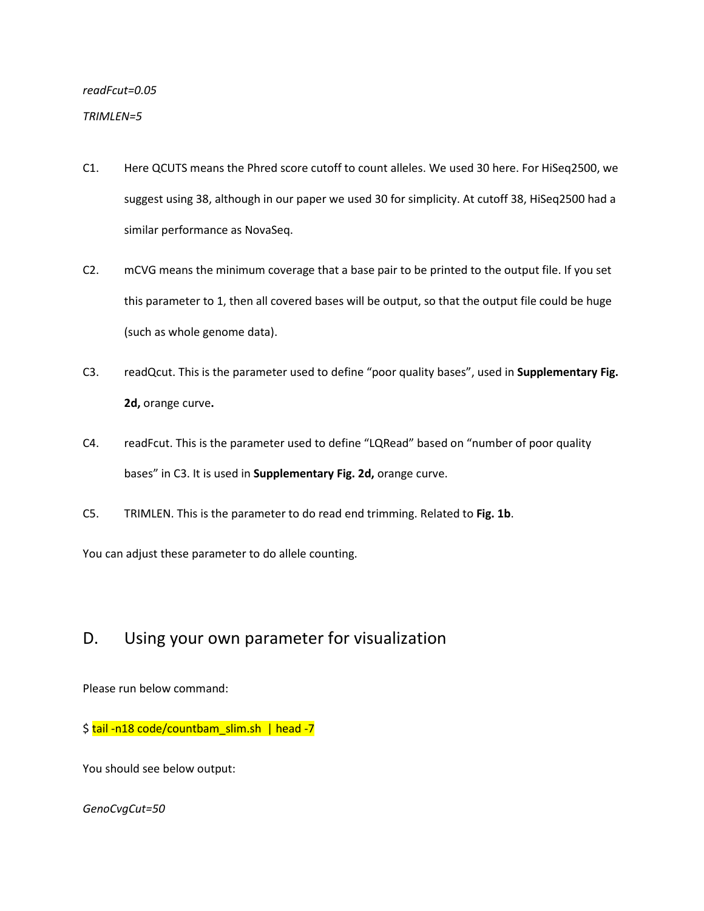*readFcut=0.05*

*TRIMLEN=5*

C1. Here QCUTS means the Phred score cutoff to count alleles. We used 30 here. For HiSeq2500, we suggest using 38, although in our paper we used 30 for simplicity. At cutoff 38, HiSeq2500 had a similar performance as NovaSeq.

C2. mCVG means the minimum coverage that a base pair to be printed to the output file. If you set this parameter to 1, then all covered bases will be output, so that the output file could be huge (such as whole genome data).

C3. readQcut. This is the parameter used to define "poor quality bases", used in **Supplementary Fig. 2d,** orange curve**.**

C4. readFcut. This is the parameter used to define "LQRead" based on "number of poor quality bases" in C3. It is used in **Supplementary Fig. 2d,** orange curve.

C5. TRIMLEN. This is the parameter to do read end trimming. Related to **Fig. 1b**.

You can adjust these parameter to do allele counting.

## D. Using your own parameter for visualization

Please run below command:

```
$ tail -n18 code/countbam_slim.sh  | head -7
```

You should see below output:

*GenoCvgCut=50*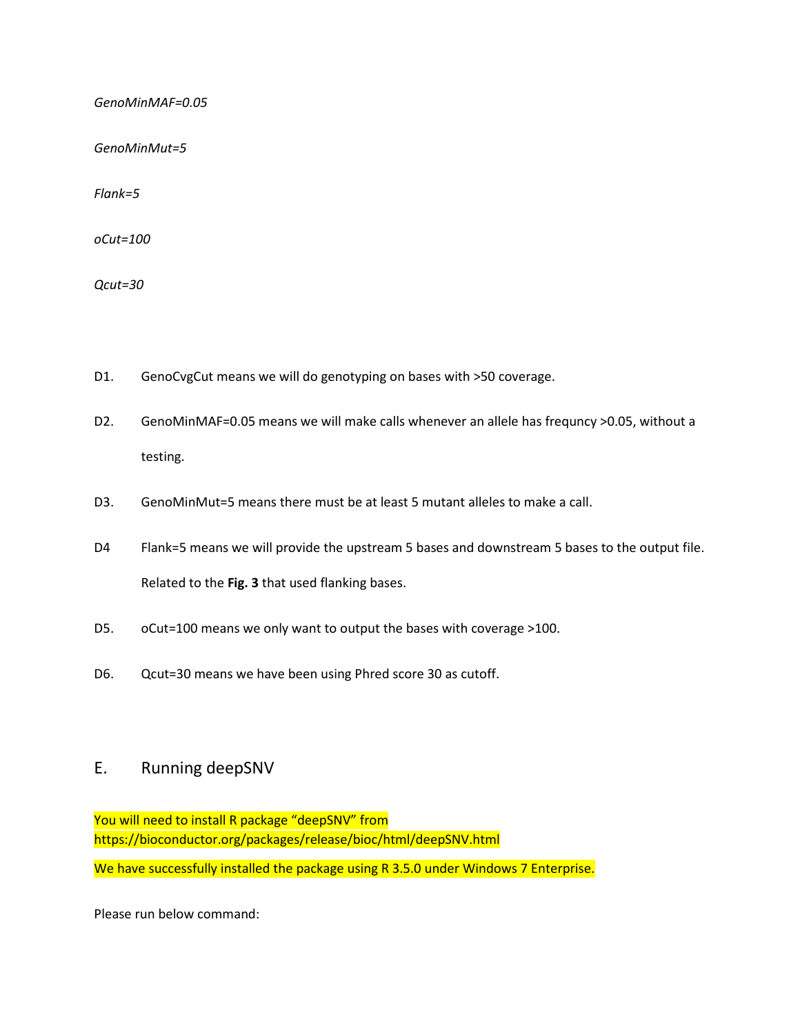*GenoMinMAF=0.05*

*GenoMinMut=5*

*Flank=5*

*oCut=100*

*Qcut=30*

D1. GenoCvgCut means we will do genotyping on bases with >50 coverage.

D2. GenoMinMAF=0.05 means we will make calls whenever an allele has frequncy >0.05, without a testing.

D3. GenoMinMut=5 means there must be at least 5 mutant alleles to make a call.

D4 Flank=5 means we will provide the upstream 5 bases and downstream 5 bases to the output file. Related to the **Fig. 3** that used flanking bases.

D5. oCut=100 means we only want to output the bases with coverage >100.

D6. Qcut=30 means we have been using Phred score 30 as cutoff.

## E. Running deepSNV

You will need to install R package “deepSNV” from https://bioconductor.org/packages/release/bioc/html/deepSNV.html

We have successfully installed the package using R 3.5.0 under Windows 7 Enterprise.

Please run below command: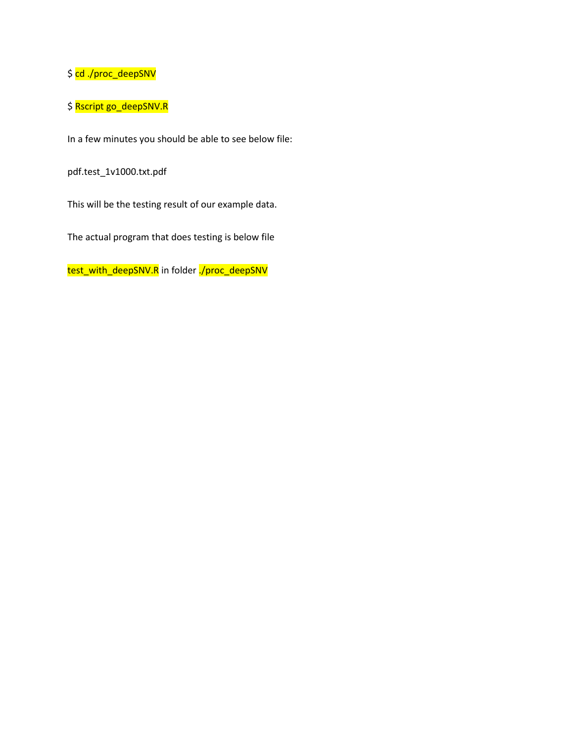$ cd ./proc_deepSNV

$ Rscript go_deepSNV.R

In a few minutes you should be able to see below file:

pdf.test_1v1000.txt.pdf

This will be the testing result of our example data.

The actual program that does testing is below file

test_with_deepSNV.R in folder ./proc_deepSNV